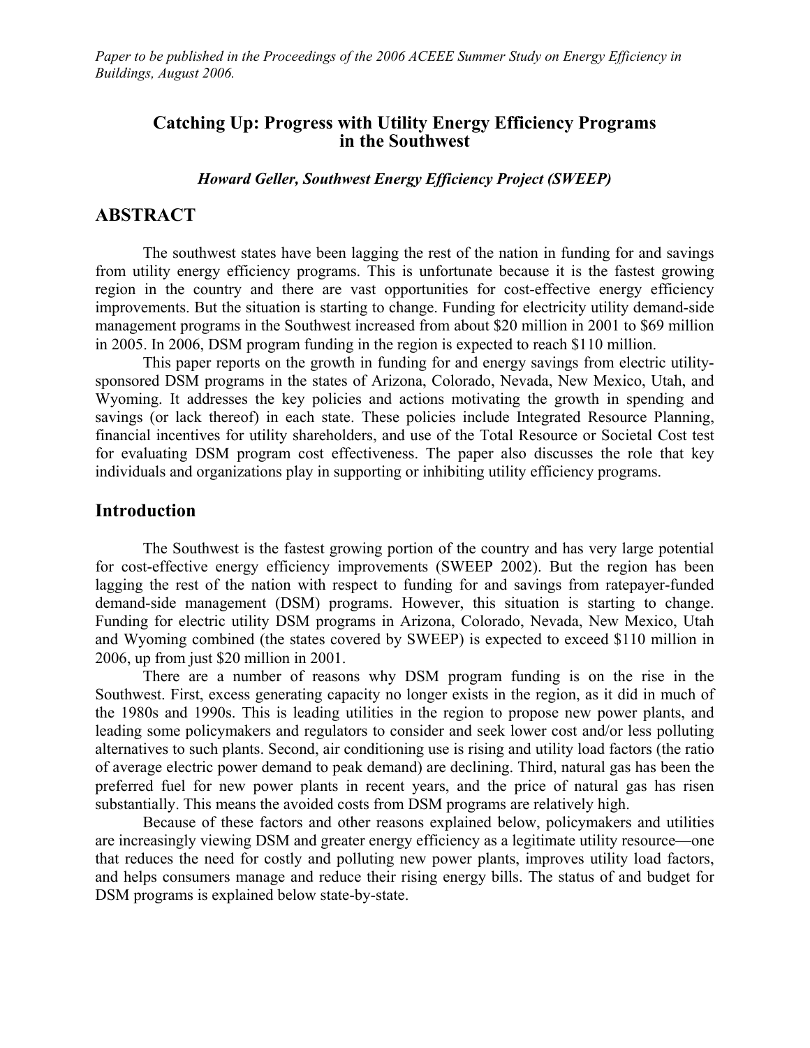*Paper to be published in the Proceedings of the 2006 ACEEE Summer Study on Energy Efficiency in Buildings, August 2006.*

# Catching Up: Progress with Utility Energy Efficiency Programs in the Southwest

***Howard Geller, Southwest Energy Efficiency Project (SWEEP)***

## ABSTRACT

The southwest states have been lagging the rest of the nation in funding for and savings from utility energy efficiency programs. This is unfortunate because it is the fastest growing region in the country and there are vast opportunities for cost-effective energy efficiency improvements. But the situation is starting to change. Funding for electricity utility demand-side management programs in the Southwest increased from about $20 million in 2001 to $69 million in 2005. In 2006, DSM program funding in the region is expected to reach $110 million.

This paper reports on the growth in funding for and energy savings from electric utility-sponsored DSM programs in the states of Arizona, Colorado, Nevada, New Mexico, Utah, and Wyoming. It addresses the key policies and actions motivating the growth in spending and savings (or lack thereof) in each state. These policies include Integrated Resource Planning, financial incentives for utility shareholders, and use of the Total Resource or Societal Cost test for evaluating DSM program cost effectiveness. The paper also discusses the role that key individuals and organizations play in supporting or inhibiting utility efficiency programs.

## Introduction

The Southwest is the fastest growing portion of the country and has very large potential for cost-effective energy efficiency improvements (SWEEP 2002). But the region has been lagging the rest of the nation with respect to funding for and savings from ratepayer-funded demand-side management (DSM) programs. However, this situation is starting to change. Funding for electric utility DSM programs in Arizona, Colorado, Nevada, New Mexico, Utah and Wyoming combined (the states covered by SWEEP) is expected to exceed $110 million in 2006, up from just $20 million in 2001.

There are a number of reasons why DSM program funding is on the rise in the Southwest. First, excess generating capacity no longer exists in the region, as it did in much of the 1980s and 1990s. This is leading utilities in the region to propose new power plants, and leading some policymakers and regulators to consider and seek lower cost and/or less polluting alternatives to such plants. Second, air conditioning use is rising and utility load factors (the ratio of average electric power demand to peak demand) are declining. Third, natural gas has been the preferred fuel for new power plants in recent years, and the price of natural gas has risen substantially. This means the avoided costs from DSM programs are relatively high.

Because of these factors and other reasons explained below, policymakers and utilities are increasingly viewing DSM and greater energy efficiency as a legitimate utility resource—one that reduces the need for costly and polluting new power plants, improves utility load factors, and helps consumers manage and reduce their rising energy bills. The status of and budget for DSM programs is explained below state-by-state.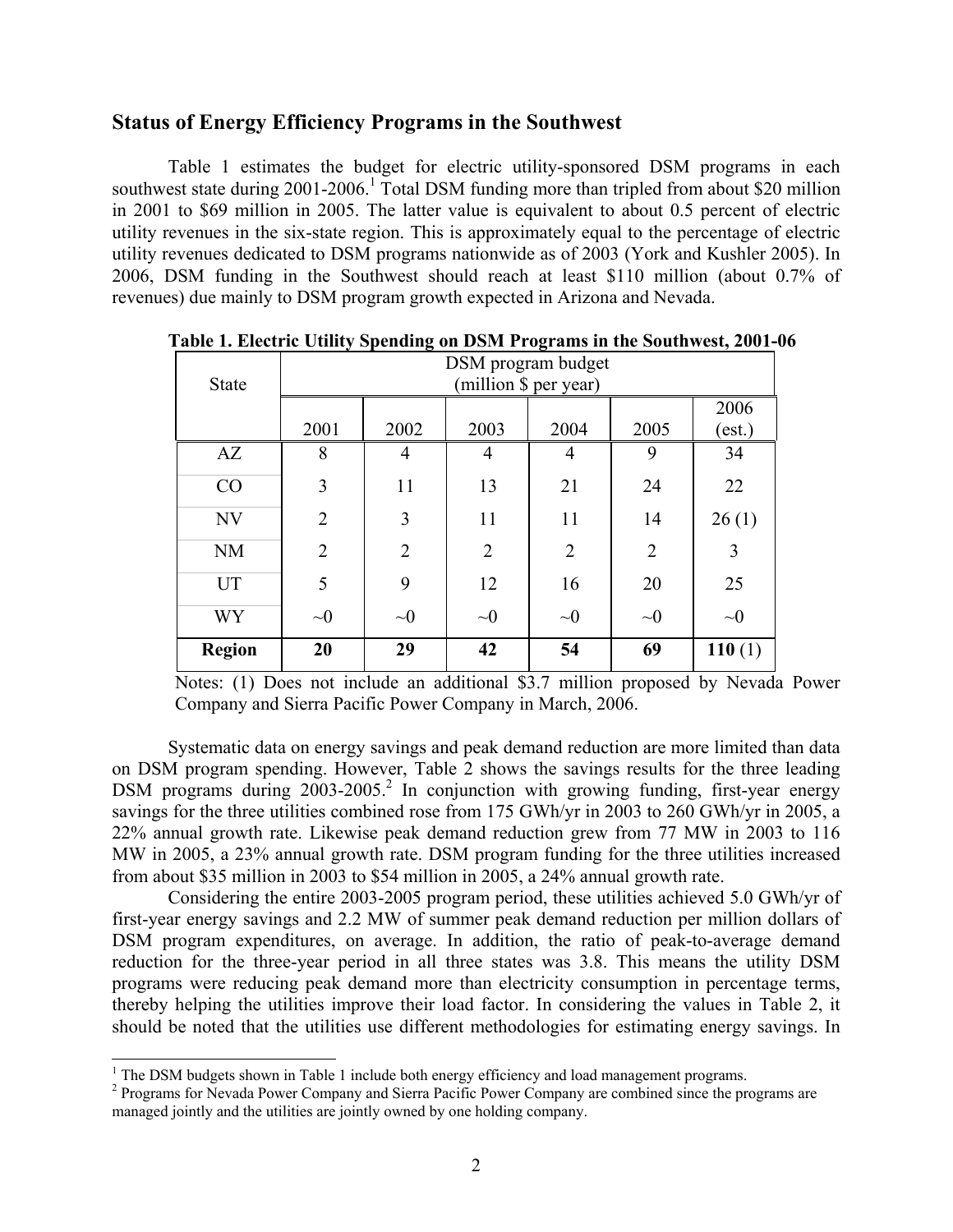## Status of Energy Efficiency Programs in the Southwest

Table 1 estimates the budget for electric utility-sponsored DSM programs in each southwest state during 2001-2006.[1] Total DSM funding more than tripled from about $20 million in 2001 to $69 million in 2005. The latter value is equivalent to about 0.5 percent of electric utility revenues in the six-state region. This is approximately equal to the percentage of electric utility revenues dedicated to DSM programs nationwide as of 2003 (York and Kushler 2005). In 2006, DSM funding in the Southwest should reach at least $110 million (about 0.7% of revenues) due mainly to DSM program growth expected in Arizona and Nevada.

**Table 1. Electric Utility Spending on DSM Programs in the Southwest, 2001-06**

| State | DSM program budget (million $ per year) | | | | | |
|---|---|---|---|---|---|---|
| | 2001 | 2002 | 2003 | 2004 | 2005 | 2006 (est.) |
| AZ | 8 | 4 | 4 | 4 | 9 | 34 |
| CO | 3 | 11 | 13 | 21 | 24 | 22 |
| NV | 2 | 3 | 11 | 11 | 14 | 26 (1) |
| NM | 2 | 2 | 2 | 2 | 2 | 3 |
| UT | 5 | 9 | 12 | 16 | 20 | 25 |
| WY | ~0 | ~0 | ~0 | ~0 | ~0 | ~0 |
| **Region** | **20** | **29** | **42** | **54** | **69** | **110** (1) |

Notes: (1) Does not include an additional $3.7 million proposed by Nevada Power Company and Sierra Pacific Power Company in March, 2006.

Systematic data on energy savings and peak demand reduction are more limited than data on DSM program spending. However, Table 2 shows the savings results for the three leading DSM programs during 2003-2005.[2] In conjunction with growing funding, first-year energy savings for the three utilities combined rose from 175 GWh/yr in 2003 to 260 GWh/yr in 2005, a 22% annual growth rate. Likewise peak demand reduction grew from 77 MW in 2003 to 116 MW in 2005, a 23% annual growth rate. DSM program funding for the three utilities increased from about $35 million in 2003 to $54 million in 2005, a 24% annual growth rate.

Considering the entire 2003-2005 program period, these utilities achieved 5.0 GWh/yr of first-year energy savings and 2.2 MW of summer peak demand reduction per million dollars of DSM program expenditures, on average. In addition, the ratio of peak-to-average demand reduction for the three-year period in all three states was 3.8. This means the utility DSM programs were reducing peak demand more than electricity consumption in percentage terms, thereby helping the utilities improve their load factor. In considering the values in Table 2, it should be noted that the utilities use different methodologies for estimating energy savings. In

[1] The DSM budgets shown in Table 1 include both energy efficiency and load management programs.

[2] Programs for Nevada Power Company and Sierra Pacific Power Company are combined since the programs are managed jointly and the utilities are jointly owned by one holding company.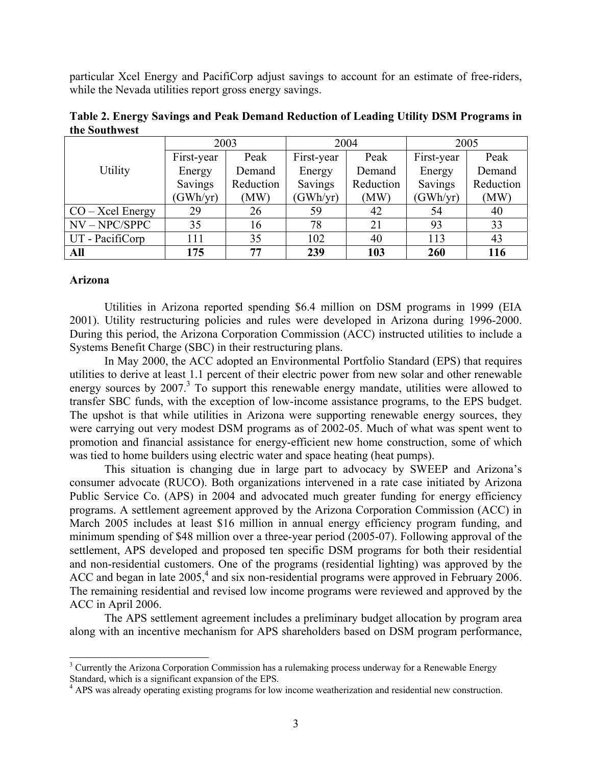particular Xcel Energy and PacifiCorp adjust savings to account for an estimate of free-riders, while the Nevada utilities report gross energy savings.

**Table 2. Energy Savings and Peak Demand Reduction of Leading Utility DSM Programs in the Southwest**

| Utility | 2003 | | 2004 | | 2005 | |
|---|---|---|---|---|---|---|
| | First-year Energy Savings (GWh/yr) | Peak Demand Reduction (MW) | First-year Energy Savings (GWh/yr) | Peak Demand Reduction (MW) | First-year Energy Savings (GWh/yr) | Peak Demand Reduction (MW) |
| CO – Xcel Energy | 29 | 26 | 59 | 42 | 54 | 40 |
| NV – NPC/SPPC | 35 | 16 | 78 | 21 | 93 | 33 |
| UT - PacifiCorp | 111 | 35 | 102 | 40 | 113 | 43 |
| **All** | **175** | **77** | **239** | **103** | **260** | **116** |

**Arizona**

Utilities in Arizona reported spending $6.4 million on DSM programs in 1999 (EIA 2001). Utility restructuring policies and rules were developed in Arizona during 1996-2000. During this period, the Arizona Corporation Commission (ACC) instructed utilities to include a Systems Benefit Charge (SBC) in their restructuring plans.

In May 2000, the ACC adopted an Environmental Portfolio Standard (EPS) that requires utilities to derive at least 1.1 percent of their electric power from new solar and other renewable energy sources by 2007.[3] To support this renewable energy mandate, utilities were allowed to transfer SBC funds, with the exception of low-income assistance programs, to the EPS budget. The upshot is that while utilities in Arizona were supporting renewable energy sources, they were carrying out very modest DSM programs as of 2002-05. Much of what was spent went to promotion and financial assistance for energy-efficient new home construction, some of which was tied to home builders using electric water and space heating (heat pumps).

This situation is changing due in large part to advocacy by SWEEP and Arizona's consumer advocate (RUCO). Both organizations intervened in a rate case initiated by Arizona Public Service Co. (APS) in 2004 and advocated much greater funding for energy efficiency programs. A settlement agreement approved by the Arizona Corporation Commission (ACC) in March 2005 includes at least $16 million in annual energy efficiency program funding, and minimum spending of $48 million over a three-year period (2005-07). Following approval of the settlement, APS developed and proposed ten specific DSM programs for both their residential and non-residential customers. One of the programs (residential lighting) was approved by the ACC and began in late 2005,[4] and six non-residential programs were approved in February 2006. The remaining residential and revised low income programs were reviewed and approved by the ACC in April 2006.

The APS settlement agreement includes a preliminary budget allocation by program area along with an incentive mechanism for APS shareholders based on DSM program performance,

[3] Currently the Arizona Corporation Commission has a rulemaking process underway for a Renewable Energy Standard, which is a significant expansion of the EPS.

[4] APS was already operating existing programs for low income weatherization and residential new construction.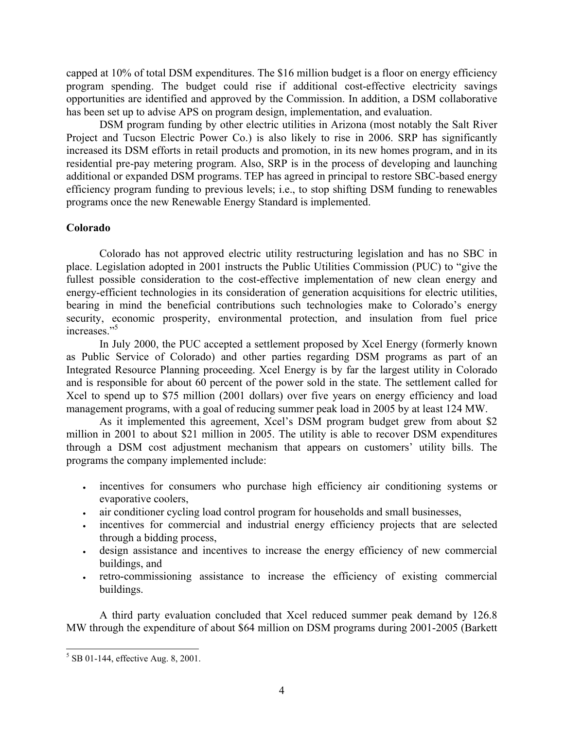capped at 10% of total DSM expenditures. The $16 million budget is a floor on energy efficiency program spending. The budget could rise if additional cost-effective electricity savings opportunities are identified and approved by the Commission. In addition, a DSM collaborative has been set up to advise APS on program design, implementation, and evaluation.

DSM program funding by other electric utilities in Arizona (most notably the Salt River Project and Tucson Electric Power Co.) is also likely to rise in 2006. SRP has significantly increased its DSM efforts in retail products and promotion, in its new homes program, and in its residential pre-pay metering program. Also, SRP is in the process of developing and launching additional or expanded DSM programs. TEP has agreed in principal to restore SBC-based energy efficiency program funding to previous levels; i.e., to stop shifting DSM funding to renewables programs once the new Renewable Energy Standard is implemented.

**Colorado**

Colorado has not approved electric utility restructuring legislation and has no SBC in place. Legislation adopted in 2001 instructs the Public Utilities Commission (PUC) to "give the fullest possible consideration to the cost-effective implementation of new clean energy and energy-efficient technologies in its consideration of generation acquisitions for electric utilities, bearing in mind the beneficial contributions such technologies make to Colorado's energy security, economic prosperity, environmental protection, and insulation from fuel price increases."[5]

In July 2000, the PUC accepted a settlement proposed by Xcel Energy (formerly known as Public Service of Colorado) and other parties regarding DSM programs as part of an Integrated Resource Planning proceeding. Xcel Energy is by far the largest utility in Colorado and is responsible for about 60 percent of the power sold in the state. The settlement called for Xcel to spend up to $75 million (2001 dollars) over five years on energy efficiency and load management programs, with a goal of reducing summer peak load in 2005 by at least 124 MW.

As it implemented this agreement, Xcel's DSM program budget grew from about $2 million in 2001 to about $21 million in 2005. The utility is able to recover DSM expenditures through a DSM cost adjustment mechanism that appears on customers' utility bills. The programs the company implemented include:

- incentives for consumers who purchase high efficiency air conditioning systems or evaporative coolers,
- air conditioner cycling load control program for households and small businesses,
- incentives for commercial and industrial energy efficiency projects that are selected through a bidding process,
- design assistance and incentives to increase the energy efficiency of new commercial buildings, and
- retro-commissioning assistance to increase the efficiency of existing commercial buildings.

A third party evaluation concluded that Xcel reduced summer peak demand by 126.8 MW through the expenditure of about $64 million on DSM programs during 2001-2005 (Barkett

[5] SB 01-144, effective Aug. 8, 2001.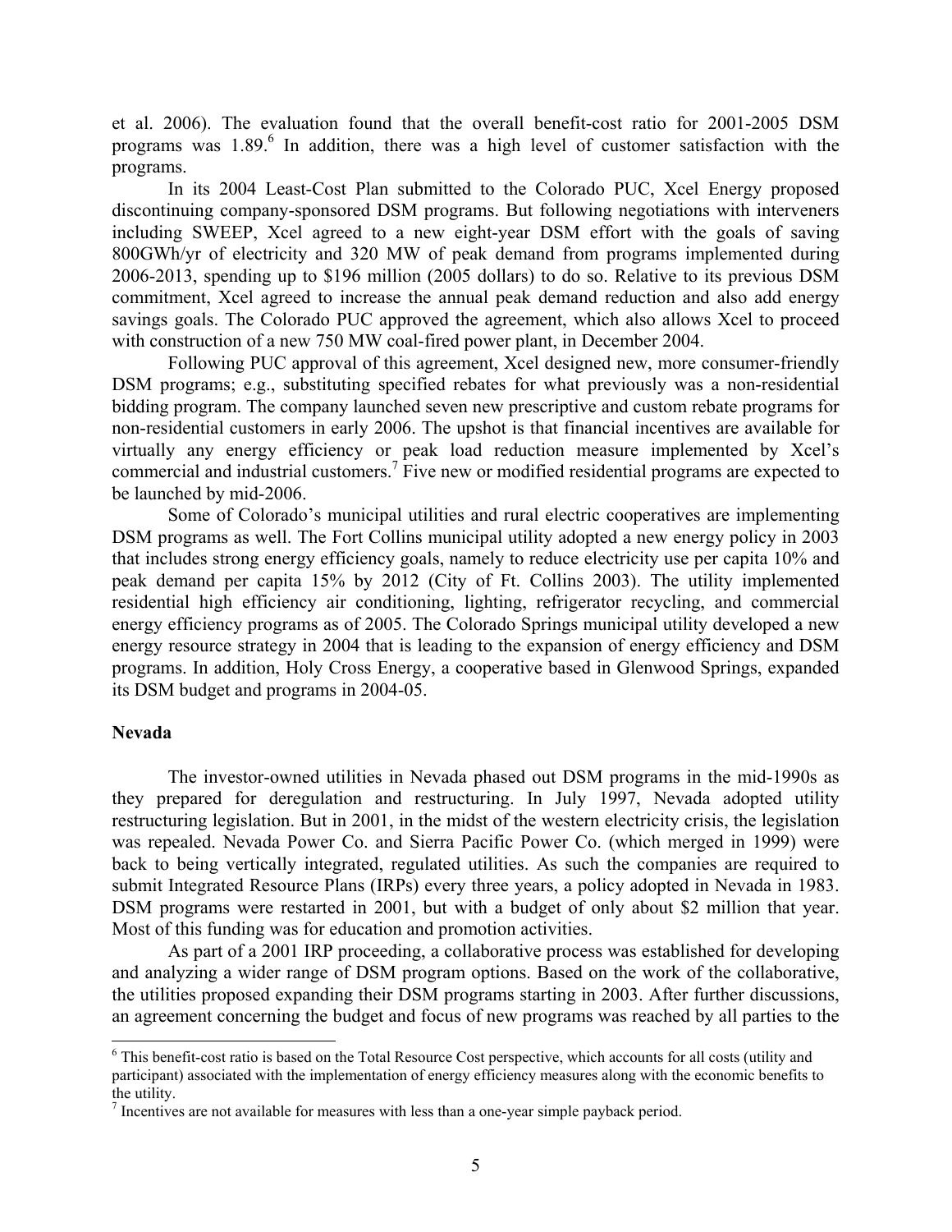et al. 2006). The evaluation found that the overall benefit-cost ratio for 2001-2005 DSM programs was 1.89.[6] In addition, there was a high level of customer satisfaction with the programs.

In its 2004 Least-Cost Plan submitted to the Colorado PUC, Xcel Energy proposed discontinuing company-sponsored DSM programs. But following negotiations with interveners including SWEEP, Xcel agreed to a new eight-year DSM effort with the goals of saving 800GWh/yr of electricity and 320 MW of peak demand from programs implemented during 2006-2013, spending up to $196 million (2005 dollars) to do so. Relative to its previous DSM commitment, Xcel agreed to increase the annual peak demand reduction and also add energy savings goals. The Colorado PUC approved the agreement, which also allows Xcel to proceed with construction of a new 750 MW coal-fired power plant, in December 2004.

Following PUC approval of this agreement, Xcel designed new, more consumer-friendly DSM programs; e.g., substituting specified rebates for what previously was a non-residential bidding program. The company launched seven new prescriptive and custom rebate programs for non-residential customers in early 2006. The upshot is that financial incentives are available for virtually any energy efficiency or peak load reduction measure implemented by Xcel's commercial and industrial customers.[7] Five new or modified residential programs are expected to be launched by mid-2006.

Some of Colorado's municipal utilities and rural electric cooperatives are implementing DSM programs as well. The Fort Collins municipal utility adopted a new energy policy in 2003 that includes strong energy efficiency goals, namely to reduce electricity use per capita 10% and peak demand per capita 15% by 2012 (City of Ft. Collins 2003). The utility implemented residential high efficiency air conditioning, lighting, refrigerator recycling, and commercial energy efficiency programs as of 2005. The Colorado Springs municipal utility developed a new energy resource strategy in 2004 that is leading to the expansion of energy efficiency and DSM programs. In addition, Holy Cross Energy, a cooperative based in Glenwood Springs, expanded its DSM budget and programs in 2004-05.

**Nevada**

The investor-owned utilities in Nevada phased out DSM programs in the mid-1990s as they prepared for deregulation and restructuring. In July 1997, Nevada adopted utility restructuring legislation. But in 2001, in the midst of the western electricity crisis, the legislation was repealed. Nevada Power Co. and Sierra Pacific Power Co. (which merged in 1999) were back to being vertically integrated, regulated utilities. As such the companies are required to submit Integrated Resource Plans (IRPs) every three years, a policy adopted in Nevada in 1983. DSM programs were restarted in 2001, but with a budget of only about $2 million that year. Most of this funding was for education and promotion activities.

As part of a 2001 IRP proceeding, a collaborative process was established for developing and analyzing a wider range of DSM program options. Based on the work of the collaborative, the utilities proposed expanding their DSM programs starting in 2003. After further discussions, an agreement concerning the budget and focus of new programs was reached by all parties to the

---

[6] This benefit-cost ratio is based on the Total Resource Cost perspective, which accounts for all costs (utility and participant) associated with the implementation of energy efficiency measures along with the economic benefits to the utility.

[7] Incentives are not available for measures with less than a one-year simple payback period.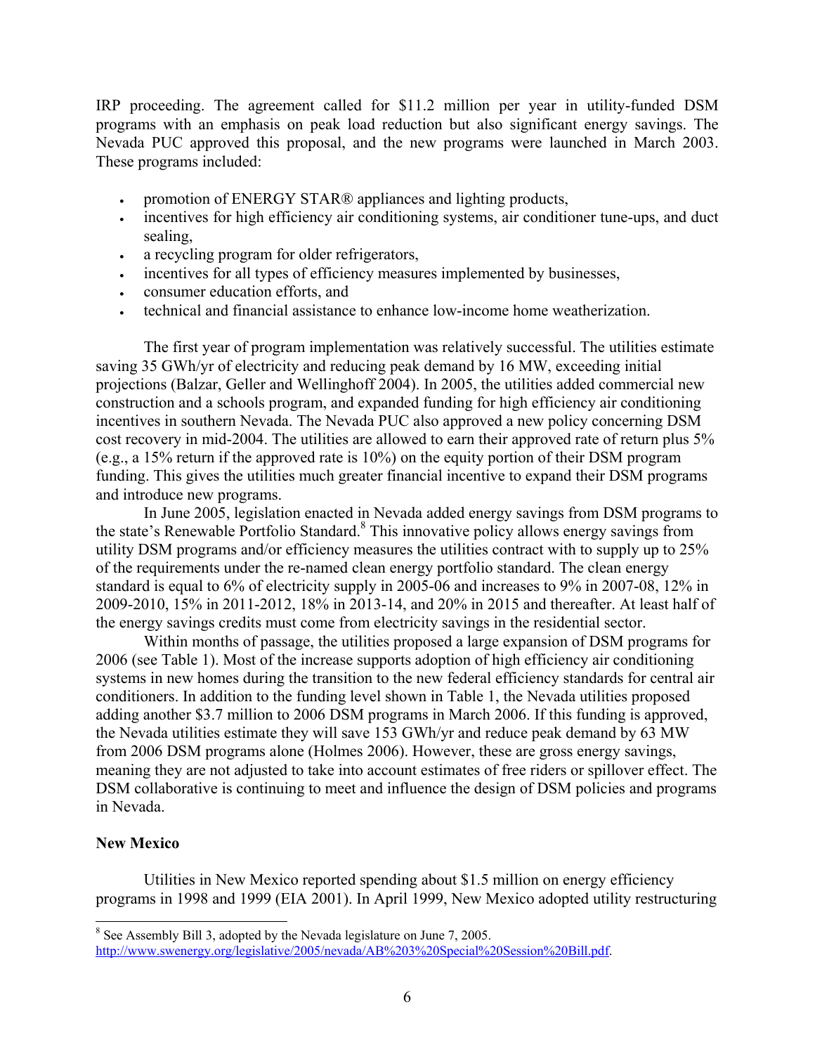IRP proceeding. The agreement called for $11.2 million per year in utility-funded DSM programs with an emphasis on peak load reduction but also significant energy savings. The Nevada PUC approved this proposal, and the new programs were launched in March 2003. These programs included:

- promotion of ENERGY STAR® appliances and lighting products,
- incentives for high efficiency air conditioning systems, air conditioner tune-ups, and duct sealing,
- a recycling program for older refrigerators,
- incentives for all types of efficiency measures implemented by businesses,
- consumer education efforts, and
- technical and financial assistance to enhance low-income home weatherization.

The first year of program implementation was relatively successful. The utilities estimate saving 35 GWh/yr of electricity and reducing peak demand by 16 MW, exceeding initial projections (Balzar, Geller and Wellinghoff 2004). In 2005, the utilities added commercial new construction and a schools program, and expanded funding for high efficiency air conditioning incentives in southern Nevada. The Nevada PUC also approved a new policy concerning DSM cost recovery in mid-2004. The utilities are allowed to earn their approved rate of return plus 5% (e.g., a 15% return if the approved rate is 10%) on the equity portion of their DSM program funding. This gives the utilities much greater financial incentive to expand their DSM programs and introduce new programs.

In June 2005, legislation enacted in Nevada added energy savings from DSM programs to the state's Renewable Portfolio Standard.[8] This innovative policy allows energy savings from utility DSM programs and/or efficiency measures the utilities contract with to supply up to 25% of the requirements under the re-named clean energy portfolio standard. The clean energy standard is equal to 6% of electricity supply in 2005-06 and increases to 9% in 2007-08, 12% in 2009-2010, 15% in 2011-2012, 18% in 2013-14, and 20% in 2015 and thereafter. At least half of the energy savings credits must come from electricity savings in the residential sector.

Within months of passage, the utilities proposed a large expansion of DSM programs for 2006 (see Table 1). Most of the increase supports adoption of high efficiency air conditioning systems in new homes during the transition to the new federal efficiency standards for central air conditioners. In addition to the funding level shown in Table 1, the Nevada utilities proposed adding another $3.7 million to 2006 DSM programs in March 2006. If this funding is approved, the Nevada utilities estimate they will save 153 GWh/yr and reduce peak demand by 63 MW from 2006 DSM programs alone (Holmes 2006). However, these are gross energy savings, meaning they are not adjusted to take into account estimates of free riders or spillover effect. The DSM collaborative is continuing to meet and influence the design of DSM policies and programs in Nevada.

**New Mexico**

Utilities in New Mexico reported spending about $1.5 million on energy efficiency programs in 1998 and 1999 (EIA 2001). In April 1999, New Mexico adopted utility restructuring

---

[8] See Assembly Bill 3, adopted by the Nevada legislature on June 7, 2005. http://www.swenergy.org/legislative/2005/nevada/AB%203%20Special%20Session%20Bill.pdf.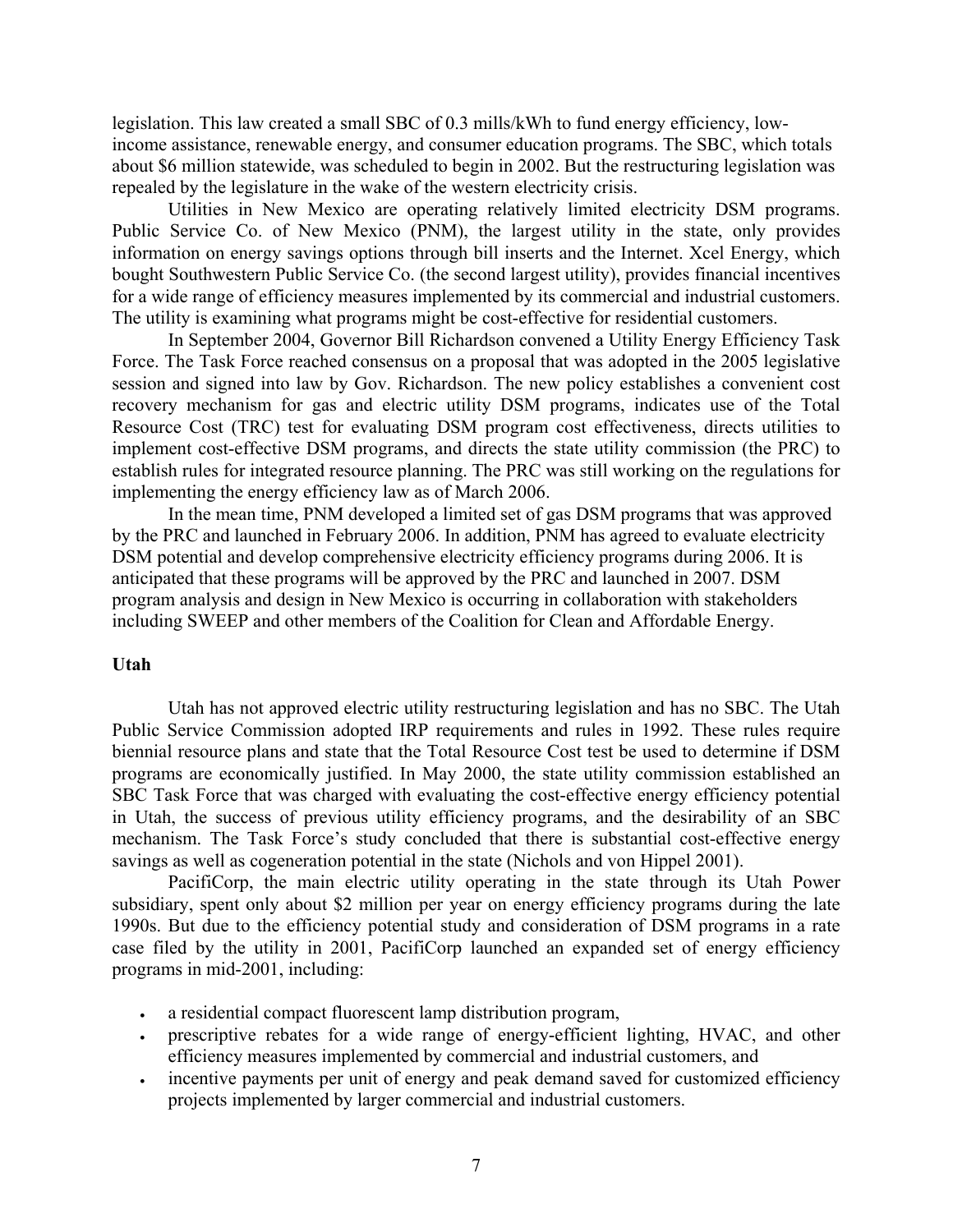legislation. This law created a small SBC of 0.3 mills/kWh to fund energy efficiency, low-income assistance, renewable energy, and consumer education programs. The SBC, which totals about $6 million statewide, was scheduled to begin in 2002. But the restructuring legislation was repealed by the legislature in the wake of the western electricity crisis.

Utilities in New Mexico are operating relatively limited electricity DSM programs. Public Service Co. of New Mexico (PNM), the largest utility in the state, only provides information on energy savings options through bill inserts and the Internet. Xcel Energy, which bought Southwestern Public Service Co. (the second largest utility), provides financial incentives for a wide range of efficiency measures implemented by its commercial and industrial customers. The utility is examining what programs might be cost-effective for residential customers.

In September 2004, Governor Bill Richardson convened a Utility Energy Efficiency Task Force. The Task Force reached consensus on a proposal that was adopted in the 2005 legislative session and signed into law by Gov. Richardson. The new policy establishes a convenient cost recovery mechanism for gas and electric utility DSM programs, indicates use of the Total Resource Cost (TRC) test for evaluating DSM program cost effectiveness, directs utilities to implement cost-effective DSM programs, and directs the state utility commission (the PRC) to establish rules for integrated resource planning. The PRC was still working on the regulations for implementing the energy efficiency law as of March 2006.

In the mean time, PNM developed a limited set of gas DSM programs that was approved by the PRC and launched in February 2006. In addition, PNM has agreed to evaluate electricity DSM potential and develop comprehensive electricity efficiency programs during 2006. It is anticipated that these programs will be approved by the PRC and launched in 2007. DSM program analysis and design in New Mexico is occurring in collaboration with stakeholders including SWEEP and other members of the Coalition for Clean and Affordable Energy.

**Utah**

Utah has not approved electric utility restructuring legislation and has no SBC. The Utah Public Service Commission adopted IRP requirements and rules in 1992. These rules require biennial resource plans and state that the Total Resource Cost test be used to determine if DSM programs are economically justified. In May 2000, the state utility commission established an SBC Task Force that was charged with evaluating the cost-effective energy efficiency potential in Utah, the success of previous utility efficiency programs, and the desirability of an SBC mechanism. The Task Force's study concluded that there is substantial cost-effective energy savings as well as cogeneration potential in the state (Nichols and von Hippel 2001).

PacifiCorp, the main electric utility operating in the state through its Utah Power subsidiary, spent only about $2 million per year on energy efficiency programs during the late 1990s. But due to the efficiency potential study and consideration of DSM programs in a rate case filed by the utility in 2001, PacifiCorp launched an expanded set of energy efficiency programs in mid-2001, including:

- a residential compact fluorescent lamp distribution program,
- prescriptive rebates for a wide range of energy-efficient lighting, HVAC, and other efficiency measures implemented by commercial and industrial customers, and
- incentive payments per unit of energy and peak demand saved for customized efficiency projects implemented by larger commercial and industrial customers.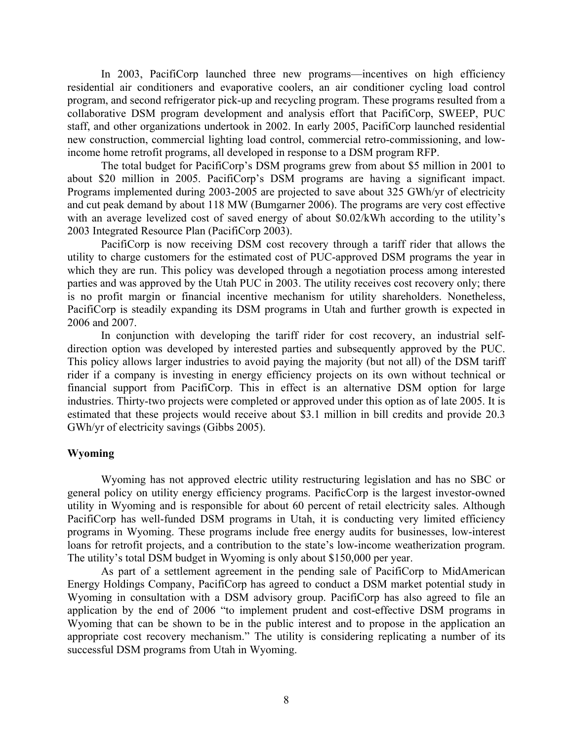In 2003, PacifiCorp launched three new programs—incentives on high efficiency residential air conditioners and evaporative coolers, an air conditioner cycling load control program, and second refrigerator pick-up and recycling program. These programs resulted from a collaborative DSM program development and analysis effort that PacifiCorp, SWEEP, PUC staff, and other organizations undertook in 2002. In early 2005, PacifiCorp launched residential new construction, commercial lighting load control, commercial retro-commissioning, and low-income home retrofit programs, all developed in response to a DSM program RFP.

The total budget for PacifiCorp's DSM programs grew from about \$5 million in 2001 to about \$20 million in 2005. PacifiCorp's DSM programs are having a significant impact. Programs implemented during 2003-2005 are projected to save about 325 GWh/yr of electricity and cut peak demand by about 118 MW (Bumgarner 2006). The programs are very cost effective with an average levelized cost of saved energy of about \$0.02/kWh according to the utility's 2003 Integrated Resource Plan (PacifiCorp 2003).

PacifiCorp is now receiving DSM cost recovery through a tariff rider that allows the utility to charge customers for the estimated cost of PUC-approved DSM programs the year in which they are run. This policy was developed through a negotiation process among interested parties and was approved by the Utah PUC in 2003. The utility receives cost recovery only; there is no profit margin or financial incentive mechanism for utility shareholders. Nonetheless, PacifiCorp is steadily expanding its DSM programs in Utah and further growth is expected in 2006 and 2007.

In conjunction with developing the tariff rider for cost recovery, an industrial self-direction option was developed by interested parties and subsequently approved by the PUC. This policy allows larger industries to avoid paying the majority (but not all) of the DSM tariff rider if a company is investing in energy efficiency projects on its own without technical or financial support from PacifiCorp. This in effect is an alternative DSM option for large industries. Thirty-two projects were completed or approved under this option as of late 2005. It is estimated that these projects would receive about \$3.1 million in bill credits and provide 20.3 GWh/yr of electricity savings (Gibbs 2005).

**Wyoming**

Wyoming has not approved electric utility restructuring legislation and has no SBC or general policy on utility energy efficiency programs. PacifiCorp is the largest investor-owned utility in Wyoming and is responsible for about 60 percent of retail electricity sales. Although PacifiCorp has well-funded DSM programs in Utah, it is conducting very limited efficiency programs in Wyoming. These programs include free energy audits for businesses, low-interest loans for retrofit projects, and a contribution to the state's low-income weatherization program. The utility's total DSM budget in Wyoming is only about \$150,000 per year.

As part of a settlement agreement in the pending sale of PacifiCorp to MidAmerican Energy Holdings Company, PacifiCorp has agreed to conduct a DSM market potential study in Wyoming in consultation with a DSM advisory group. PacifiCorp has also agreed to file an application by the end of 2006 "to implement prudent and cost-effective DSM programs in Wyoming that can be shown to be in the public interest and to propose in the application an appropriate cost recovery mechanism." The utility is considering replicating a number of its successful DSM programs from Utah in Wyoming.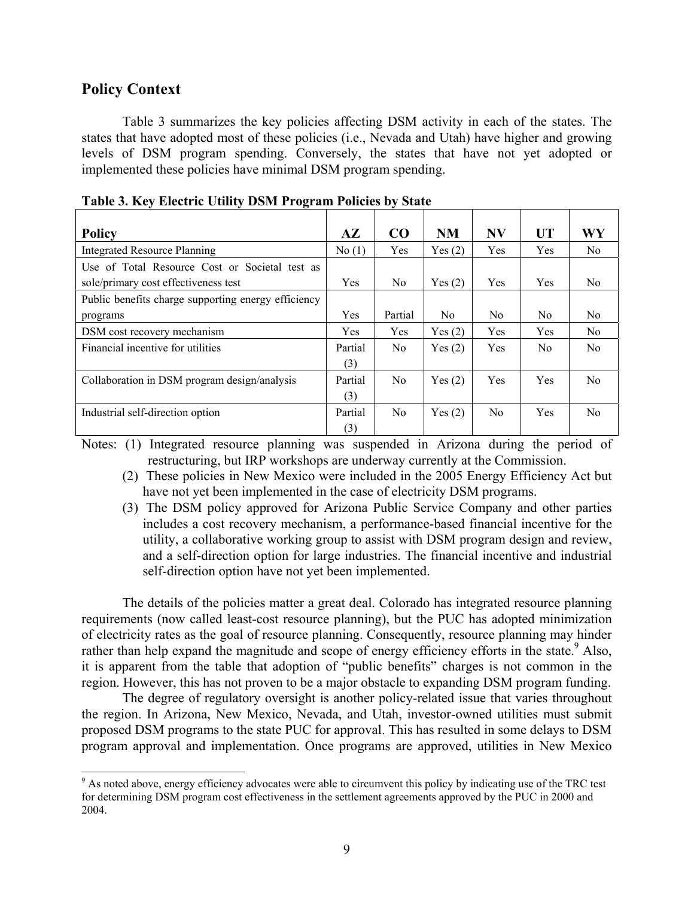## Policy Context

Table 3 summarizes the key policies affecting DSM activity in each of the states. The states that have adopted most of these policies (i.e., Nevada and Utah) have higher and growing levels of DSM program spending. Conversely, the states that have not yet adopted or implemented these policies have minimal DSM program spending.

**Table 3. Key Electric Utility DSM Program Policies by State**

| Policy | AZ | CO | NM | NV | UT | WY |
|---|---|---|---|---|---|---|
| Integrated Resource Planning | No (1) | Yes | Yes (2) | Yes | Yes | No |
| Use of Total Resource Cost or Societal test as sole/primary cost effectiveness test | Yes | No | Yes (2) | Yes | Yes | No |
| Public benefits charge supporting energy efficiency programs | Yes | Partial | No | No | No | No |
| DSM cost recovery mechanism | Yes | Yes | Yes (2) | Yes | Yes | No |
| Financial incentive for utilities | Partial (3) | No | Yes (2) | Yes | No | No |
| Collaboration in DSM program design/analysis | Partial (3) | No | Yes (2) | Yes | Yes | No |
| Industrial self-direction option | Partial (3) | No | Yes (2) | No | Yes | No |

Notes: (1) Integrated resource planning was suspended in Arizona during the period of restructuring, but IRP workshops are underway currently at the Commission.

(2) These policies in New Mexico were included in the 2005 Energy Efficiency Act but have not yet been implemented in the case of electricity DSM programs.

(3) The DSM policy approved for Arizona Public Service Company and other parties includes a cost recovery mechanism, a performance-based financial incentive for the utility, a collaborative working group to assist with DSM program design and review, and a self-direction option for large industries. The financial incentive and industrial self-direction option have not yet been implemented.

The details of the policies matter a great deal. Colorado has integrated resource planning requirements (now called least-cost resource planning), but the PUC has adopted minimization of electricity rates as the goal of resource planning. Consequently, resource planning may hinder rather than help expand the magnitude and scope of energy efficiency efforts in the state.[9] Also, it is apparent from the table that adoption of "public benefits" charges is not common in the region. However, this has not proven to be a major obstacle to expanding DSM program funding.

The degree of regulatory oversight is another policy-related issue that varies throughout the region. In Arizona, New Mexico, Nevada, and Utah, investor-owned utilities must submit proposed DSM programs to the state PUC for approval. This has resulted in some delays to DSM program approval and implementation. Once programs are approved, utilities in New Mexico

[9] As noted above, energy efficiency advocates were able to circumvent this policy by indicating use of the TRC test for determining DSM program cost effectiveness in the settlement agreements approved by the PUC in 2000 and 2004.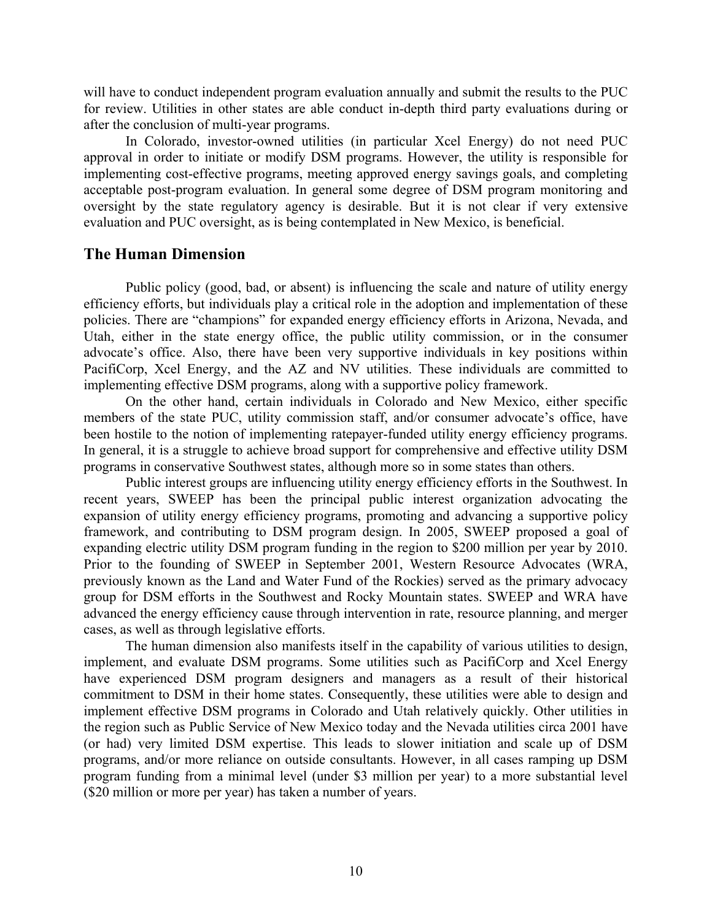will have to conduct independent program evaluation annually and submit the results to the PUC for review. Utilities in other states are able conduct in-depth third party evaluations during or after the conclusion of multi-year programs.

In Colorado, investor-owned utilities (in particular Xcel Energy) do not need PUC approval in order to initiate or modify DSM programs. However, the utility is responsible for implementing cost-effective programs, meeting approved energy savings goals, and completing acceptable post-program evaluation. In general some degree of DSM program monitoring and oversight by the state regulatory agency is desirable. But it is not clear if very extensive evaluation and PUC oversight, as is being contemplated in New Mexico, is beneficial.

## The Human Dimension

Public policy (good, bad, or absent) is influencing the scale and nature of utility energy efficiency efforts, but individuals play a critical role in the adoption and implementation of these policies. There are "champions" for expanded energy efficiency efforts in Arizona, Nevada, and Utah, either in the state energy office, the public utility commission, or in the consumer advocate's office. Also, there have been very supportive individuals in key positions within PacifiCorp, Xcel Energy, and the AZ and NV utilities. These individuals are committed to implementing effective DSM programs, along with a supportive policy framework.

On the other hand, certain individuals in Colorado and New Mexico, either specific members of the state PUC, utility commission staff, and/or consumer advocate's office, have been hostile to the notion of implementing ratepayer-funded utility energy efficiency programs. In general, it is a struggle to achieve broad support for comprehensive and effective utility DSM programs in conservative Southwest states, although more so in some states than others.

Public interest groups are influencing utility energy efficiency efforts in the Southwest. In recent years, SWEEP has been the principal public interest organization advocating the expansion of utility energy efficiency programs, promoting and advancing a supportive policy framework, and contributing to DSM program design. In 2005, SWEEP proposed a goal of expanding electric utility DSM program funding in the region to $200 million per year by 2010. Prior to the founding of SWEEP in September 2001, Western Resource Advocates (WRA, previously known as the Land and Water Fund of the Rockies) served as the primary advocacy group for DSM efforts in the Southwest and Rocky Mountain states. SWEEP and WRA have advanced the energy efficiency cause through intervention in rate, resource planning, and merger cases, as well as through legislative efforts.

The human dimension also manifests itself in the capability of various utilities to design, implement, and evaluate DSM programs. Some utilities such as PacifiCorp and Xcel Energy have experienced DSM program designers and managers as a result of their historical commitment to DSM in their home states. Consequently, these utilities were able to design and implement effective DSM programs in Colorado and Utah relatively quickly. Other utilities in the region such as Public Service of New Mexico today and the Nevada utilities circa 2001 have (or had) very limited DSM expertise. This leads to slower initiation and scale up of DSM programs, and/or more reliance on outside consultants. However, in all cases ramping up DSM program funding from a minimal level (under $3 million per year) to a more substantial level ($20 million or more per year) has taken a number of years.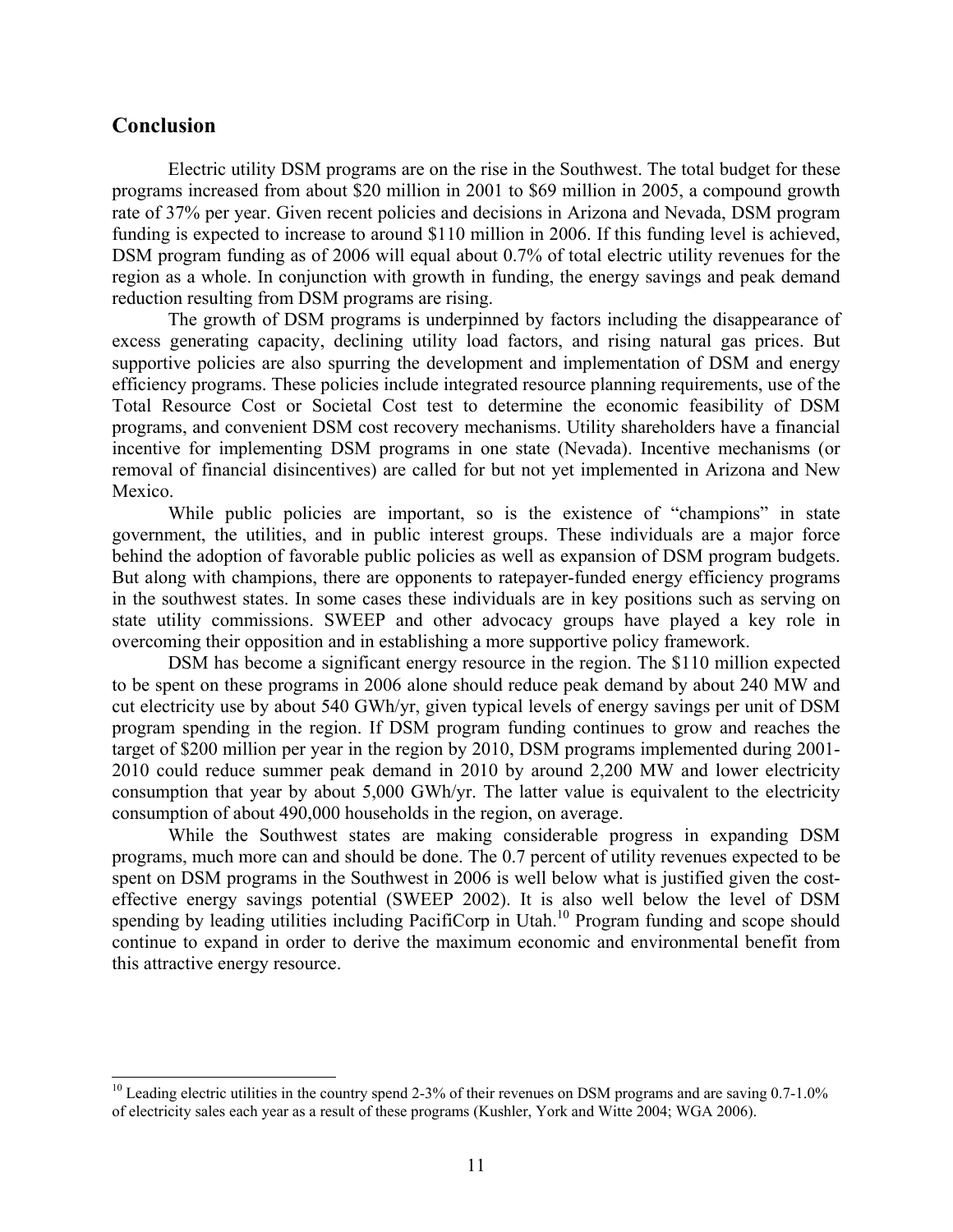## Conclusion

Electric utility DSM programs are on the rise in the Southwest. The total budget for these programs increased from about \$20 million in 2001 to \$69 million in 2005, a compound growth rate of 37% per year. Given recent policies and decisions in Arizona and Nevada, DSM program funding is expected to increase to around \$110 million in 2006. If this funding level is achieved, DSM program funding as of 2006 will equal about 0.7% of total electric utility revenues for the region as a whole. In conjunction with growth in funding, the energy savings and peak demand reduction resulting from DSM programs are rising.

The growth of DSM programs is underpinned by factors including the disappearance of excess generating capacity, declining utility load factors, and rising natural gas prices. But supportive policies are also spurring the development and implementation of DSM and energy efficiency programs. These policies include integrated resource planning requirements, use of the Total Resource Cost or Societal Cost test to determine the economic feasibility of DSM programs, and convenient DSM cost recovery mechanisms. Utility shareholders have a financial incentive for implementing DSM programs in one state (Nevada). Incentive mechanisms (or removal of financial disincentives) are called for but not yet implemented in Arizona and New Mexico.

While public policies are important, so is the existence of "champions" in state government, the utilities, and in public interest groups. These individuals are a major force behind the adoption of favorable public policies as well as expansion of DSM program budgets. But along with champions, there are opponents to ratepayer-funded energy efficiency programs in the southwest states. In some cases these individuals are in key positions such as serving on state utility commissions. SWEEP and other advocacy groups have played a key role in overcoming their opposition and in establishing a more supportive policy framework.

DSM has become a significant energy resource in the region. The \$110 million expected to be spent on these programs in 2006 alone should reduce peak demand by about 240 MW and cut electricity use by about 540 GWh/yr, given typical levels of energy savings per unit of DSM program spending in the region. If DSM program funding continues to grow and reaches the target of \$200 million per year in the region by 2010, DSM programs implemented during 2001-2010 could reduce summer peak demand in 2010 by around 2,200 MW and lower electricity consumption that year by about 5,000 GWh/yr. The latter value is equivalent to the electricity consumption of about 490,000 households in the region, on average.

While the Southwest states are making considerable progress in expanding DSM programs, much more can and should be done. The 0.7 percent of utility revenues expected to be spent on DSM programs in the Southwest in 2006 is well below what is justified given the cost-effective energy savings potential (SWEEP 2002). It is also well below the level of DSM spending by leading utilities including PacifiCorp in Utah.[10] Program funding and scope should continue to expand in order to derive the maximum economic and environmental benefit from this attractive energy resource.

---

[10] Leading electric utilities in the country spend 2-3% of their revenues on DSM programs and are saving 0.7-1.0% of electricity sales each year as a result of these programs (Kushler, York and Witte 2004; WGA 2006).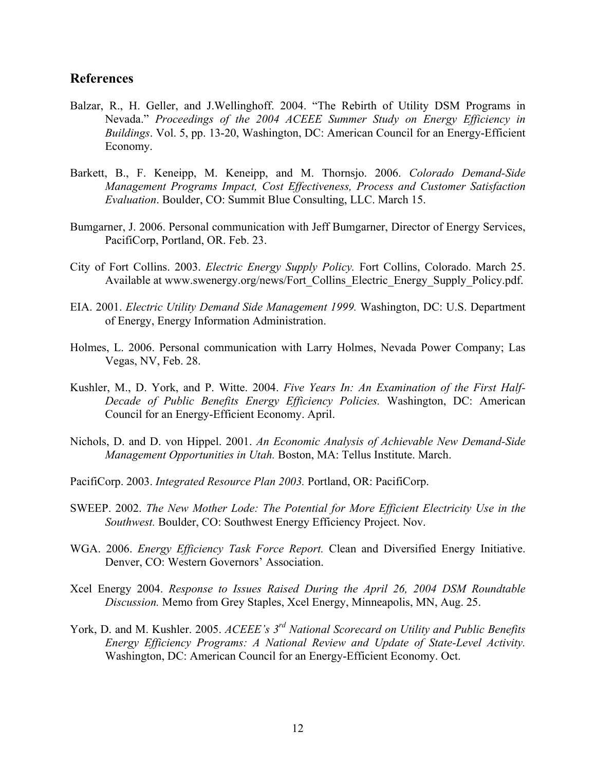## References

Balzar, R., H. Geller, and J.Wellinghoff. 2004. "The Rebirth of Utility DSM Programs in Nevada." *Proceedings of the 2004 ACEEE Summer Study on Energy Efficiency in Buildings*. Vol. 5, pp. 13-20, Washington, DC: American Council for an Energy-Efficient Economy.

Barkett, B., F. Keneipp, M. Keneipp, and M. Thornsjo. 2006. *Colorado Demand-Side Management Programs Impact, Cost Effectiveness, Process and Customer Satisfaction Evaluation*. Boulder, CO: Summit Blue Consulting, LLC. March 15.

Bumgarner, J. 2006. Personal communication with Jeff Bumgarner, Director of Energy Services, PacifiCorp, Portland, OR. Feb. 23.

City of Fort Collins. 2003. *Electric Energy Supply Policy.* Fort Collins, Colorado. March 25. Available at www.swenergy.org/news/Fort_Collins_Electric_Energy_Supply_Policy.pdf.

EIA. 2001. *Electric Utility Demand Side Management 1999.* Washington, DC: U.S. Department of Energy, Energy Information Administration.

Holmes, L. 2006. Personal communication with Larry Holmes, Nevada Power Company; Las Vegas, NV, Feb. 28.

Kushler, M., D. York, and P. Witte. 2004. *Five Years In: An Examination of the First Half-Decade of Public Benefits Energy Efficiency Policies.* Washington, DC: American Council for an Energy-Efficient Economy. April.

Nichols, D. and D. von Hippel. 2001. *An Economic Analysis of Achievable New Demand-Side Management Opportunities in Utah.* Boston, MA: Tellus Institute. March.

PacifiCorp. 2003. *Integrated Resource Plan 2003.* Portland, OR: PacifiCorp.

SWEEP. 2002. *The New Mother Lode: The Potential for More Efficient Electricity Use in the Southwest.* Boulder, CO: Southwest Energy Efficiency Project. Nov.

WGA. 2006. *Energy Efficiency Task Force Report.* Clean and Diversified Energy Initiative. Denver, CO: Western Governors' Association.

Xcel Energy 2004. *Response to Issues Raised During the April 26, 2004 DSM Roundtable Discussion.* Memo from Grey Staples, Xcel Energy, Minneapolis, MN, Aug. 25.

York, D. and M. Kushler. 2005. *ACEEE's 3rd National Scorecard on Utility and Public Benefits Energy Efficiency Programs: A National Review and Update of State-Level Activity.* Washington, DC: American Council for an Energy-Efficient Economy. Oct.